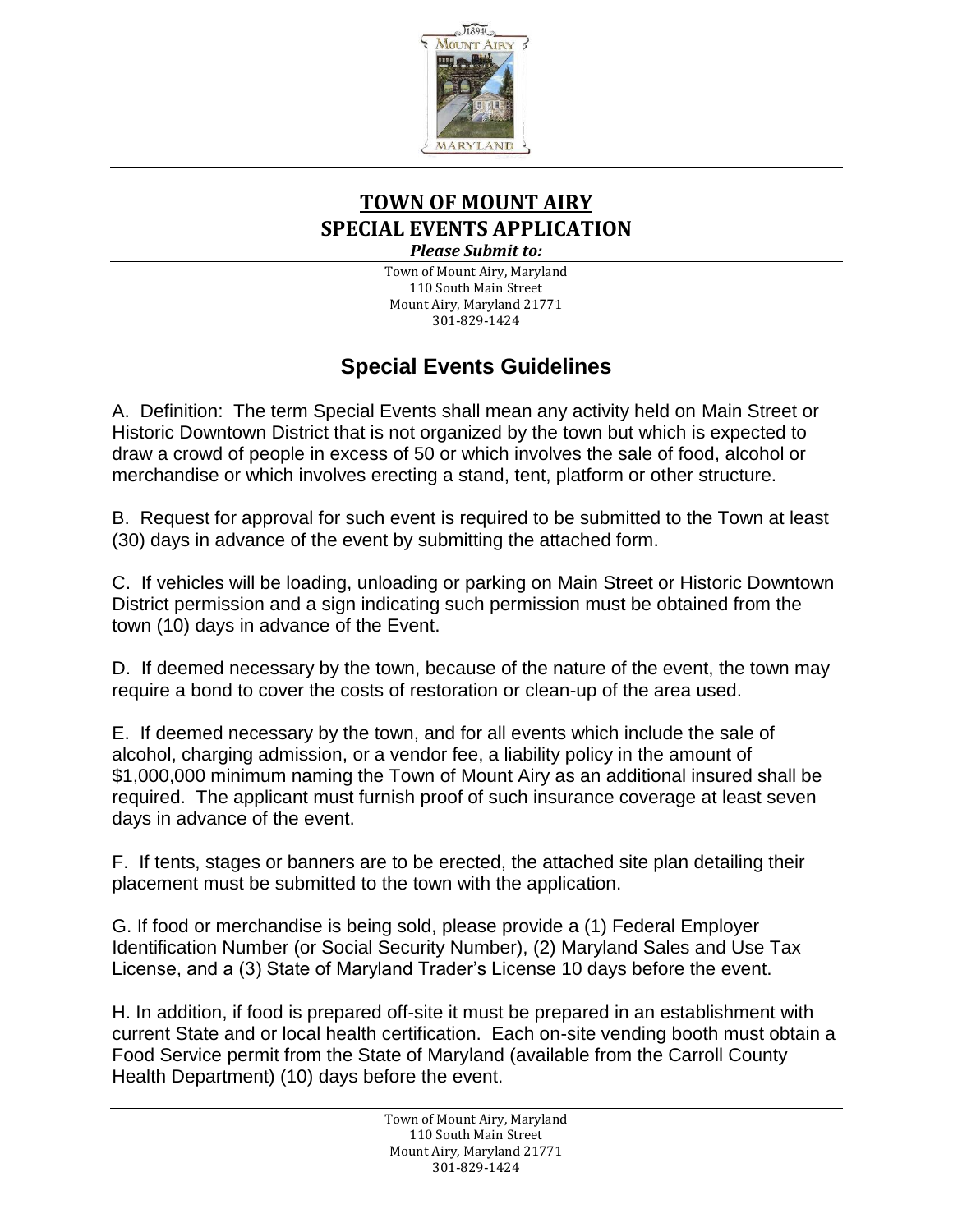# TOWN OF MOUNT AIRY
# SPECIAL EVENTS APPLICATION

***Please Submit to:***

Town of Mount Airy, Maryland
110 South Main Street
Mount Airy, Maryland 21771
301-829-1424

## Special Events Guidelines

A. Definition: The term Special Events shall mean any activity held on Main Street or Historic Downtown District that is not organized by the town but which is expected to draw a crowd of people in excess of 50 or which involves the sale of food, alcohol or merchandise or which involves erecting a stand, tent, platform or other structure.

B. Request for approval for such event is required to be submitted to the Town at least (30) days in advance of the event by submitting the attached form.

C. If vehicles will be loading, unloading or parking on Main Street or Historic Downtown District permission and a sign indicating such permission must be obtained from the town (10) days in advance of the Event.

D. If deemed necessary by the town, because of the nature of the event, the town may require a bond to cover the costs of restoration or clean-up of the area used.

E. If deemed necessary by the town, and for all events which include the sale of alcohol, charging admission, or a vendor fee, a liability policy in the amount of $1,000,000 minimum naming the Town of Mount Airy as an additional insured shall be required. The applicant must furnish proof of such insurance coverage at least seven days in advance of the event.

F. If tents, stages or banners are to be erected, the attached site plan detailing their placement must be submitted to the town with the application.

G. If food or merchandise is being sold, please provide a (1) Federal Employer Identification Number (or Social Security Number), (2) Maryland Sales and Use Tax License, and a (3) State of Maryland Trader's License 10 days before the event.

H. In addition, if food is prepared off-site it must be prepared in an establishment with current State and or local health certification. Each on-site vending booth must obtain a Food Service permit from the State of Maryland (available from the Carroll County Health Department) (10) days before the event.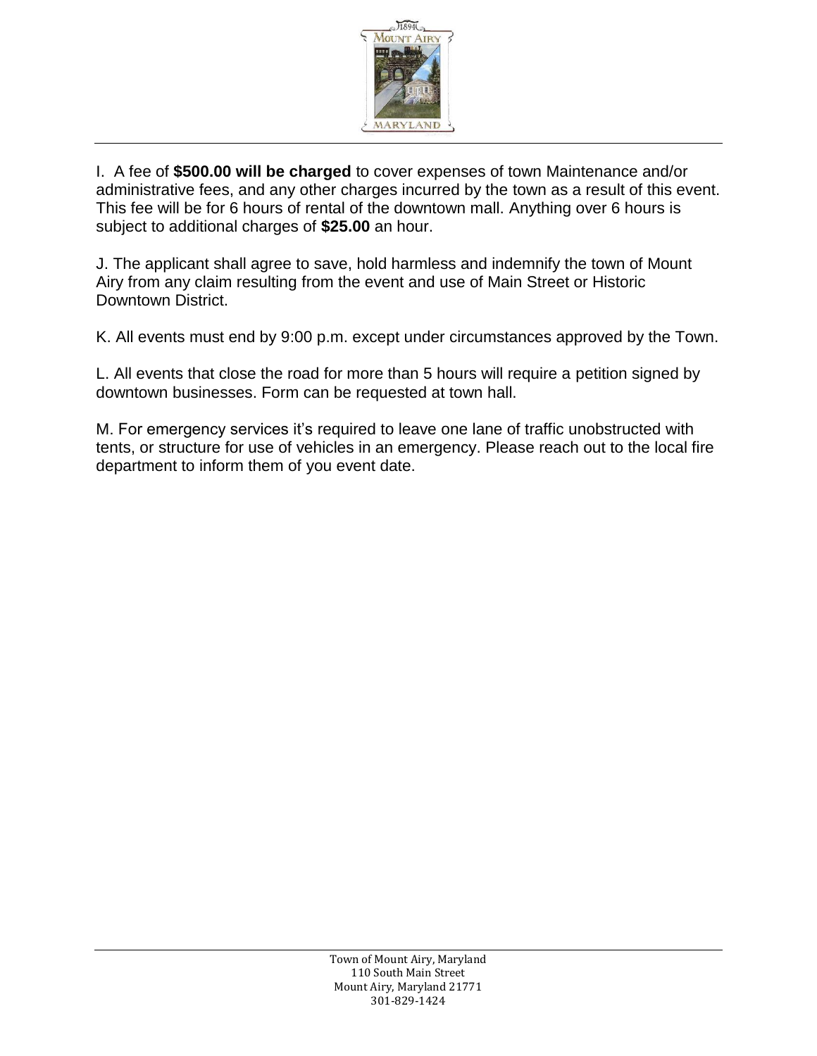I. A fee of **$500.00 will be charged** to cover expenses of town Maintenance and/or administrative fees, and any other charges incurred by the town as a result of this event. This fee will be for 6 hours of rental of the downtown mall. Anything over 6 hours is subject to additional charges of **$25.00** an hour.

J. The applicant shall agree to save, hold harmless and indemnify the town of Mount Airy from any claim resulting from the event and use of Main Street or Historic Downtown District.

K. All events must end by 9:00 p.m. except under circumstances approved by the Town.

L. All events that close the road for more than 5 hours will require a petition signed by downtown businesses. Form can be requested at town hall.

M. For emergency services it's required to leave one lane of traffic unobstructed with tents, or structure for use of vehicles in an emergency. Please reach out to the local fire department to inform them of you event date.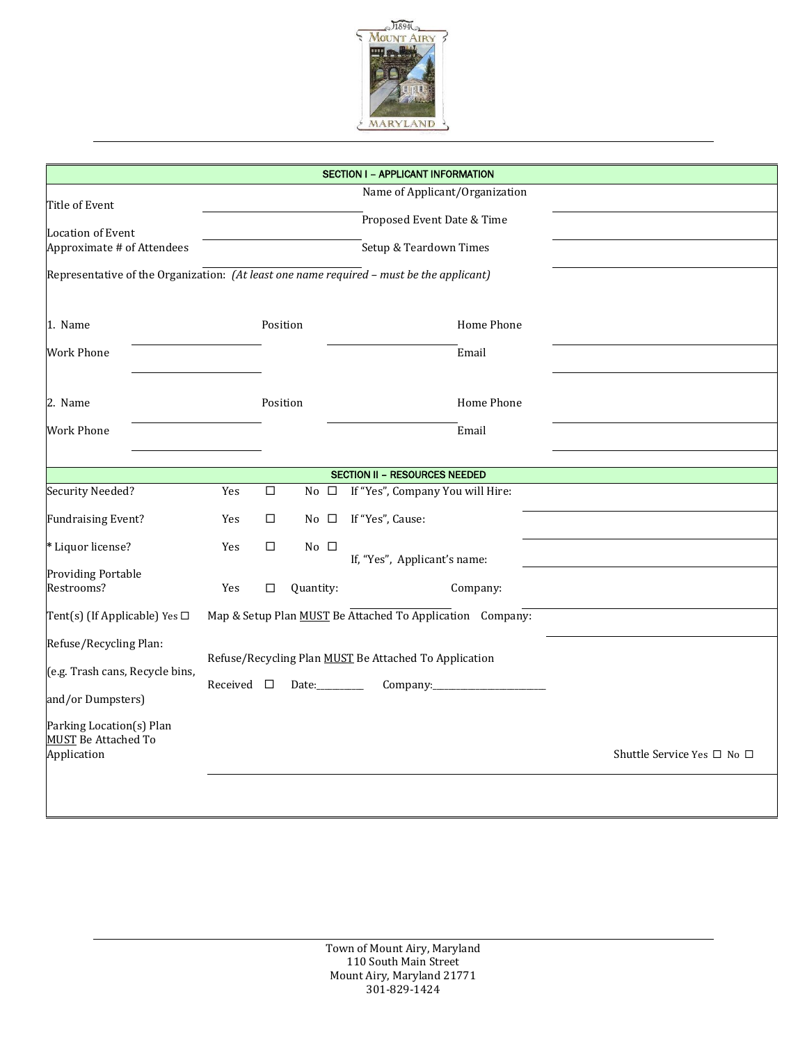## SECTION I – APPLICANT INFORMATION

| | | | |
|---|---|---|---|
| Title of Event | | Name of Applicant/Organization | |
| Location of Event | | Proposed Event Date & Time | |
| Approximate # of Attendees | | Setup & Teardown Times | |

Representative of the Organization: *(At least one name required – must be the applicant)*

| | | | | | |
|---|---|---|---|---|---|
| 1. Name | | Position | | Home Phone | |
| Work Phone | | | | Email | |
| 2. Name | | Position | | Home Phone | |
| Work Phone | | | | Email | |

## SECTION II – RESOURCES NEEDED

| | | | | |
|---|---|---|---|---|
| Security Needed? | Yes ☐ | No ☐ | If "Yes", Company You will Hire: | |
| Fundraising Event? | Yes ☐ | No ☐ | If "Yes", Cause: | |
| * Liquor license? | Yes ☐ | No ☐ | If, "Yes", Applicant's name: | |
| Providing Portable Restrooms? | Yes ☐ | Quantity: | Company: | |
| Tent(s) (If Applicable) Yes ☐ | Map & Setup Plan <u>MUST</u> Be Attached To Application | | Company: | |
| Refuse/Recycling Plan: (e.g. Trash cans, Recycle bins, and/or Dumpsters) | Refuse/Recycling Plan <u>MUST</u> Be Attached To Application<br>Received ☐ Date:_________ Company:______________________ | | | |
| Parking Location(s) Plan <u>MUST</u> Be Attached To Application | | | | Shuttle Service Yes ☐ No ☐ |

Town of Mount Airy, Maryland
110 South Main Street
Mount Airy, Maryland 21771
301-829-1424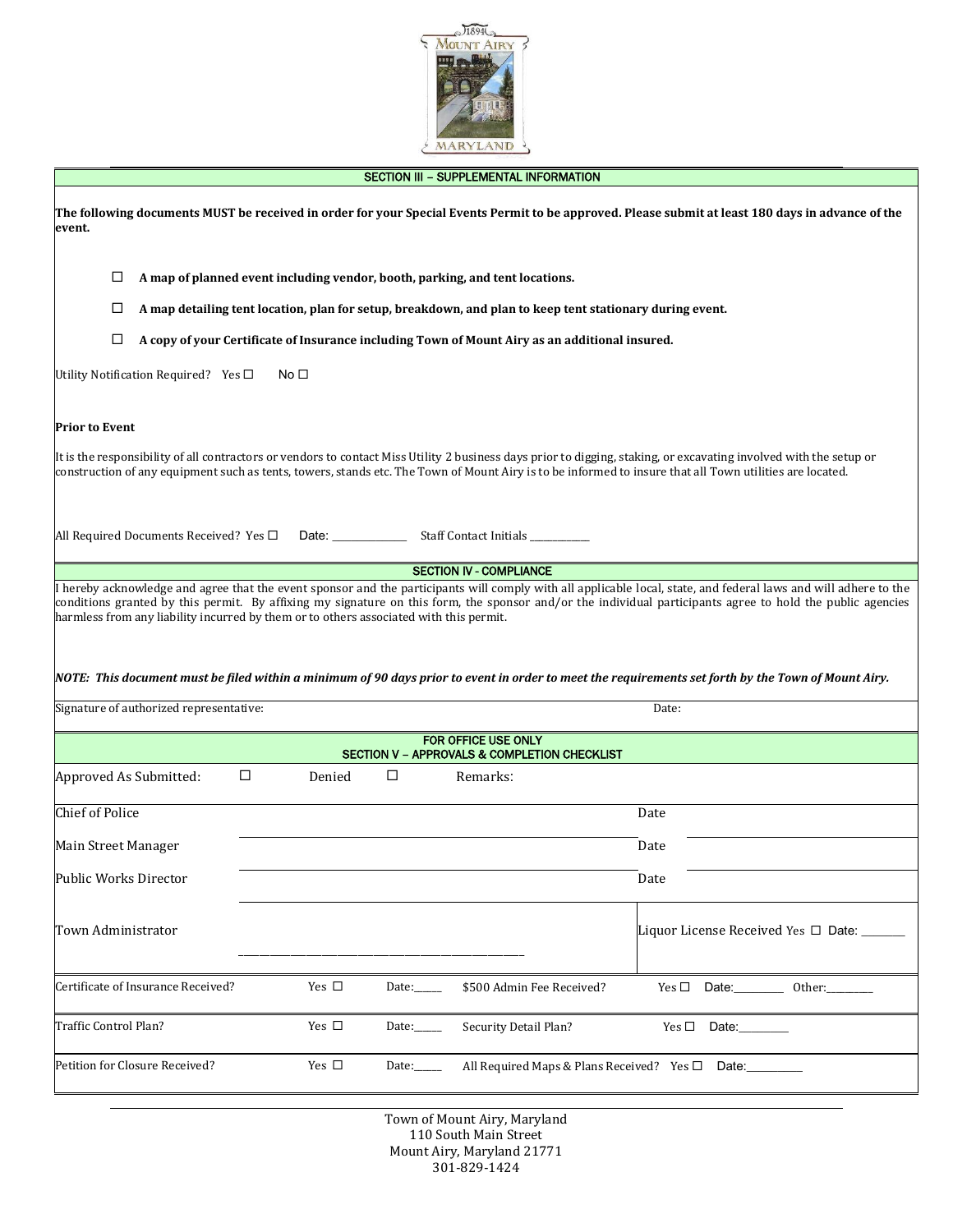## SECTION III – SUPPLEMENTAL INFORMATION

**The following documents MUST be received in order for your Special Events Permit to be approved. Please submit at least 180 days in advance of the event.**

- ☐ **A map of planned event including vendor, booth, parking, and tent locations.**
- ☐ **A map detailing tent location, plan for setup, breakdown, and plan to keep tent stationary during event.**
- ☐ **A copy of your Certificate of Insurance including Town of Mount Airy as an additional insured.**

Utility Notification Required? Yes ☐ No ☐

**Prior to Event**

It is the responsibility of all contractors or vendors to contact Miss Utility 2 business days prior to digging, staking, or excavating involved with the setup or construction of any equipment such as tents, towers, stands etc. The Town of Mount Airy is to be informed to insure that all Town utilities are located.

All Required Documents Received? Yes ☐ Date: _______________ Staff Contact Initials ____________

## SECTION IV - COMPLIANCE

I hereby acknowledge and agree that the event sponsor and the participants will comply with all applicable local, state, and federal laws and will adhere to the conditions granted by this permit. By affixing my signature on this form, the sponsor and/or the individual participants agree to hold the public agencies harmless from any liability incurred by them or to others associated with this permit.

***NOTE: This document must be filed within a minimum of 90 days prior to event in order to meet the requirements set forth by the Town of Mount Airy.***

Signature of authorized representative: Date:

## FOR OFFICE USE ONLY
## SECTION V – APPROVALS & COMPLETION CHECKLIST

Approved As Submitted: ☐ Denied ☐ Remarks:

| | | | |
|---|---|---|---|
| Chief of Police | ____________________ | Date | ____________ |
| Main Street Manager | ____________________ | Date | ____________ |
| Public Works Director | ____________________ | Date | ____________ |
| Town Administrator | ____________________ | Liquor License Received Yes ☐ Date: ________ | |

| | | | | | |
|---|---|---|---|---|---|
| Certificate of Insurance Received? | Yes ☐ | Date:_____ | $500 Admin Fee Received? | Yes ☐ | Date:_________ Other:_________ |
| Traffic Control Plan? | Yes ☐ | Date:_____ | Security Detail Plan? | Yes ☐ | Date:_________ |
| Petition for Closure Received? | Yes ☐ | Date:_____ | All Required Maps & Plans Received? | Yes ☐ | Date:__________ |

Town of Mount Airy, Maryland
110 South Main Street
Mount Airy, Maryland 21771
301-829-1424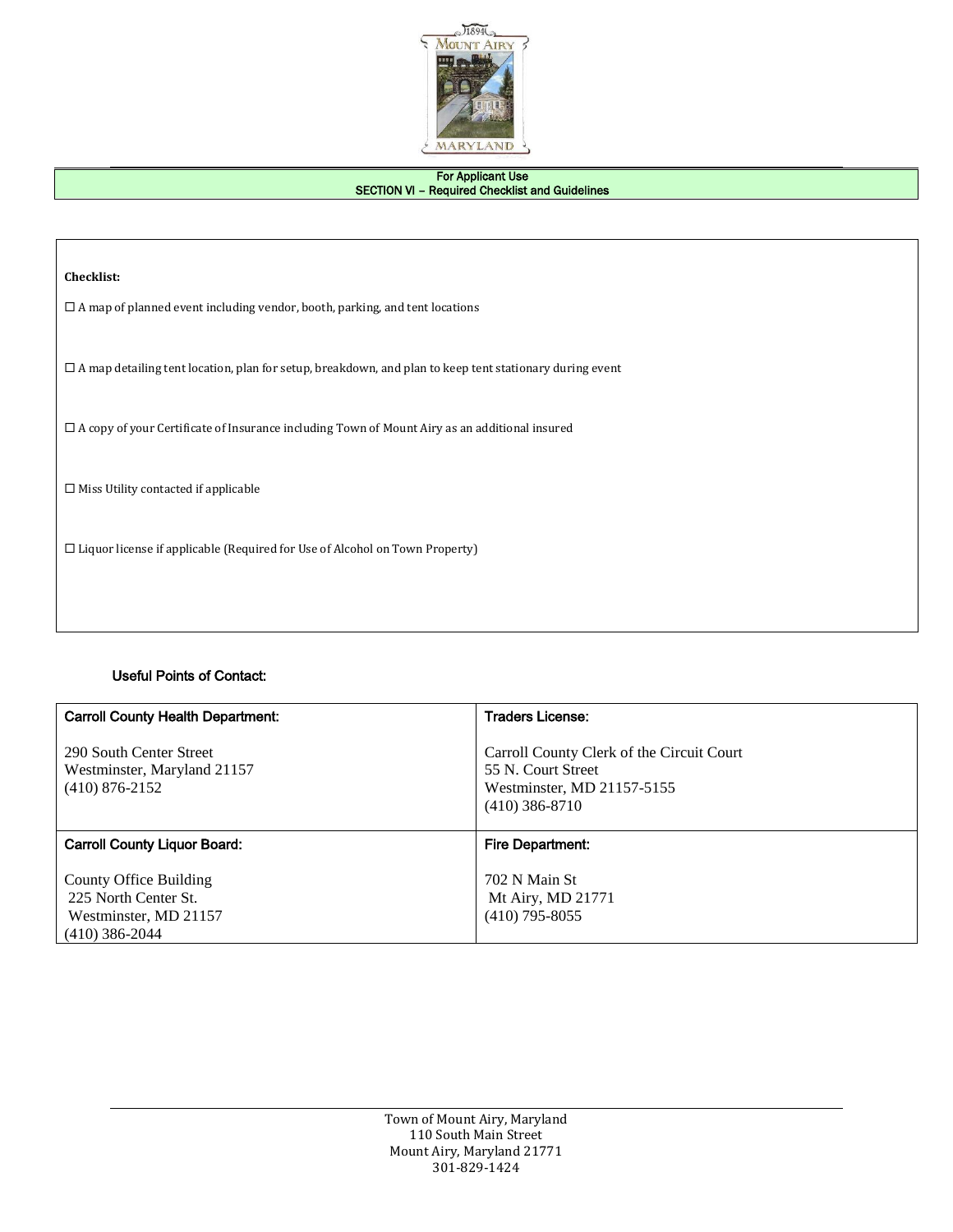For Applicant Use
SECTION VI – Required Checklist and Guidelines

**Checklist:**

☐ A map of planned event including vendor, booth, parking, and tent locations

☐ A map detailing tent location, plan for setup, breakdown, and plan to keep tent stationary during event

☐ A copy of your Certificate of Insurance including Town of Mount Airy as an additional insured

☐ Miss Utility contacted if applicable

☐ Liquor license if applicable (Required for Use of Alcohol on Town Property)

**Useful Points of Contact:**

| | |
|---|---|
| **Carroll County Health Department:**<br><br>290 South Center Street<br>Westminster, Maryland 21157<br>(410) 876-2152 | **Traders License:**<br><br>Carroll County Clerk of the Circuit Court<br>55 N. Court Street<br>Westminster, MD 21157-5155<br>(410) 386-8710 |
| **Carroll County Liquor Board:**<br><br>County Office Building<br>225 North Center St.<br>Westminster, MD 21157<br>(410) 386-2044 | **Fire Department:**<br><br>702 N Main St<br>Mt Airy, MD 21771<br>(410) 795-8055 |

Town of Mount Airy, Maryland
110 South Main Street
Mount Airy, Maryland 21771
301-829-1424